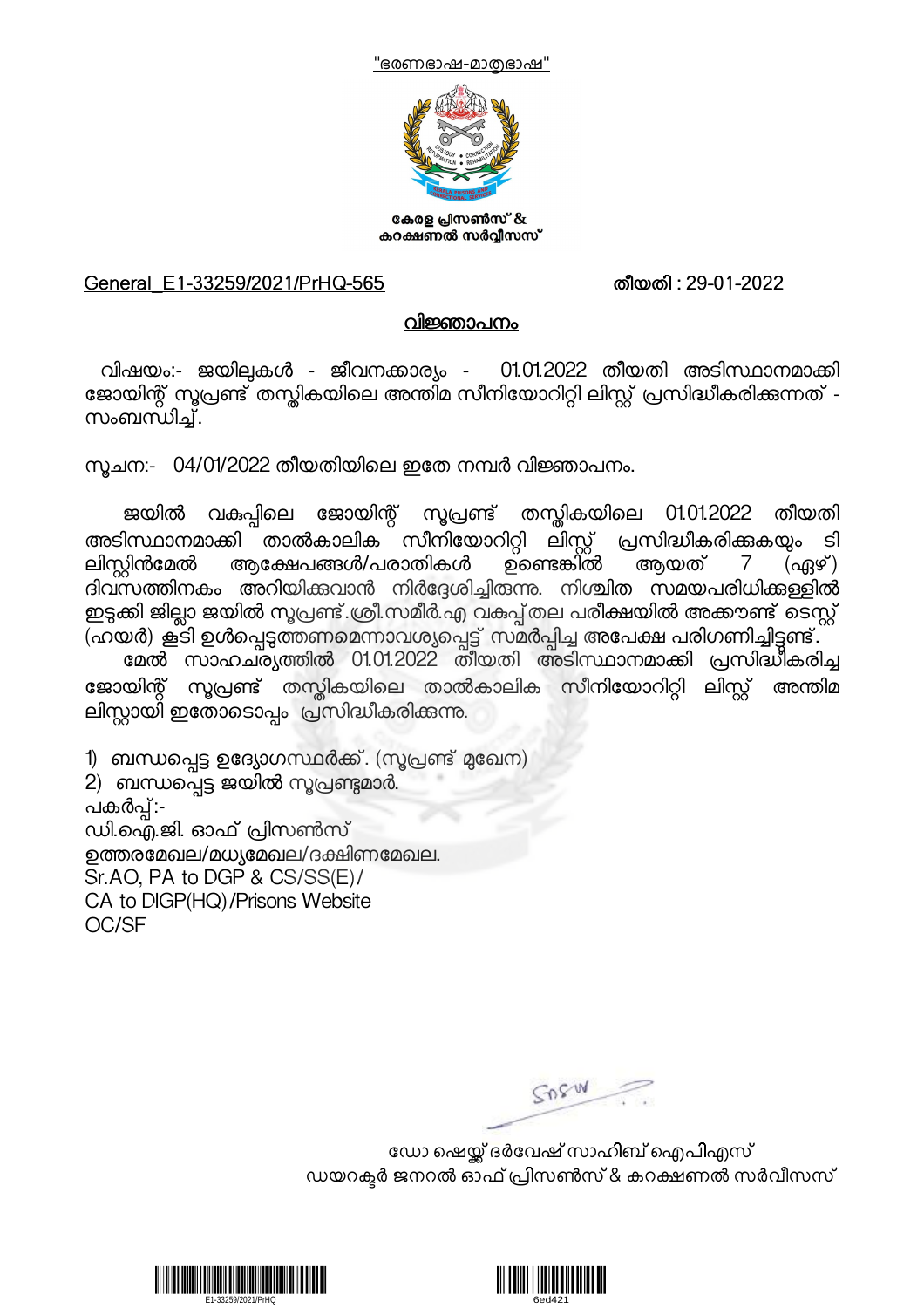"ഭരണഭാഷ-മാതൃഭാഷ"

കേരള പ്രിസൺസ് &
കറക്ഷണൽ സർവ്വീസസ്

General_E1-33259/2021/PrHQ-565 **തീയതി : 29-01-2022**

## വിജ്ഞാപനം

വിഷയം:- ജയിലുകൾ - ജീവനക്കാര്യം - 01.01.2022 തീയതി അടിസ്ഥാനമാക്കി ജോയിന്റ് സൂപ്രണ്ട് തസ്തികയിലെ അന്തിമ സീനിയോറിറ്റി ലിസ്റ്റ് പ്രസിദ്ധീകരിക്കുന്നത് - സംബന്ധിച്ച്.

സൂചന:- 04/01/2022 തീയതിയിലെ ഇതേ നമ്പർ വിജ്ഞാപനം.

ജയിൽ വകുപ്പിലെ ജോയിന്റ് സൂപ്രണ്ട് തസ്തികയിലെ 01.01.2022 തീയതി അടിസ്ഥാനമാക്കി താൽകാലിക സീനിയോറിറ്റി ലിസ്റ്റ് പ്രസിദ്ധീകരിക്കുകയും ടി ലിസ്റ്റിൻമേൽ ആക്ഷേപങ്ങൾ/പരാതികൾ ഉണ്ടെങ്കിൽ ആയത് 7 (ഏഴ്) ദിവസത്തിനകം അറിയിക്കുവാൻ നിർദ്ദേശിച്ചിരുന്നു. നിശ്ചിത സമയപരിധിക്കുള്ളിൽ ഇടുക്കി ജില്ലാ ജയിൽ സൂപ്രണ്ട്.ശ്രീ.സമീർ.എ വകുപ്പ്തല പരീക്ഷയിൽ അക്കൗണ്ട് ടെസ്റ്റ് (ഹയർ) കൂടി ഉൾപ്പെടുത്തണമെന്നാവശ്യപ്പെട്ട് സമർപ്പിച്ച അപേക്ഷ പരിഗണിച്ചിട്ടുണ്ട്.

മേൽ സാഹചര്യത്തിൽ 01.01.2022 തീയതി അടിസ്ഥാനമാക്കി പ്രസിദ്ധീകരിച്ച ജോയിന്റ് സൂപ്രണ്ട് തസ്തികയിലെ താൽകാലിക സീനിയോറിറ്റി ലിസ്റ്റ് അന്തിമ ലിസ്റ്റായി ഇതോടൊപ്പം പ്രസിദ്ധീകരിക്കുന്നു.

1) ബന്ധപ്പെട്ട ഉദ്യോഗസ്ഥർക്ക്. (സൂപ്രണ്ട് മുഖേന)
2) ബന്ധപ്പെട്ട ജയിൽ സൂപ്രണ്ടുമാർ.

പകർപ്പ്:-
ഡി.ഐ.ജി. ഓഫ് പ്രിസൺസ്
ഉത്തരമേഖല/മധ്യമേഖല/ദക്ഷിണമേഖല.
Sr.AO, PA to DGP & CS/SS(E)/
CA to DIGP(HQ)/Prisons Website
OC/SF

ഡോ ഷെയ്ക്ക് ദർവേഷ് സാഹിബ് ഐപിഎസ്
ഡയറക്ടർ ജനറൽ ഓഫ് പ്രിസൺസ് & കറക്ഷണൽ സർവീസസ്

E1-33259/2021/PrHQ 6ed421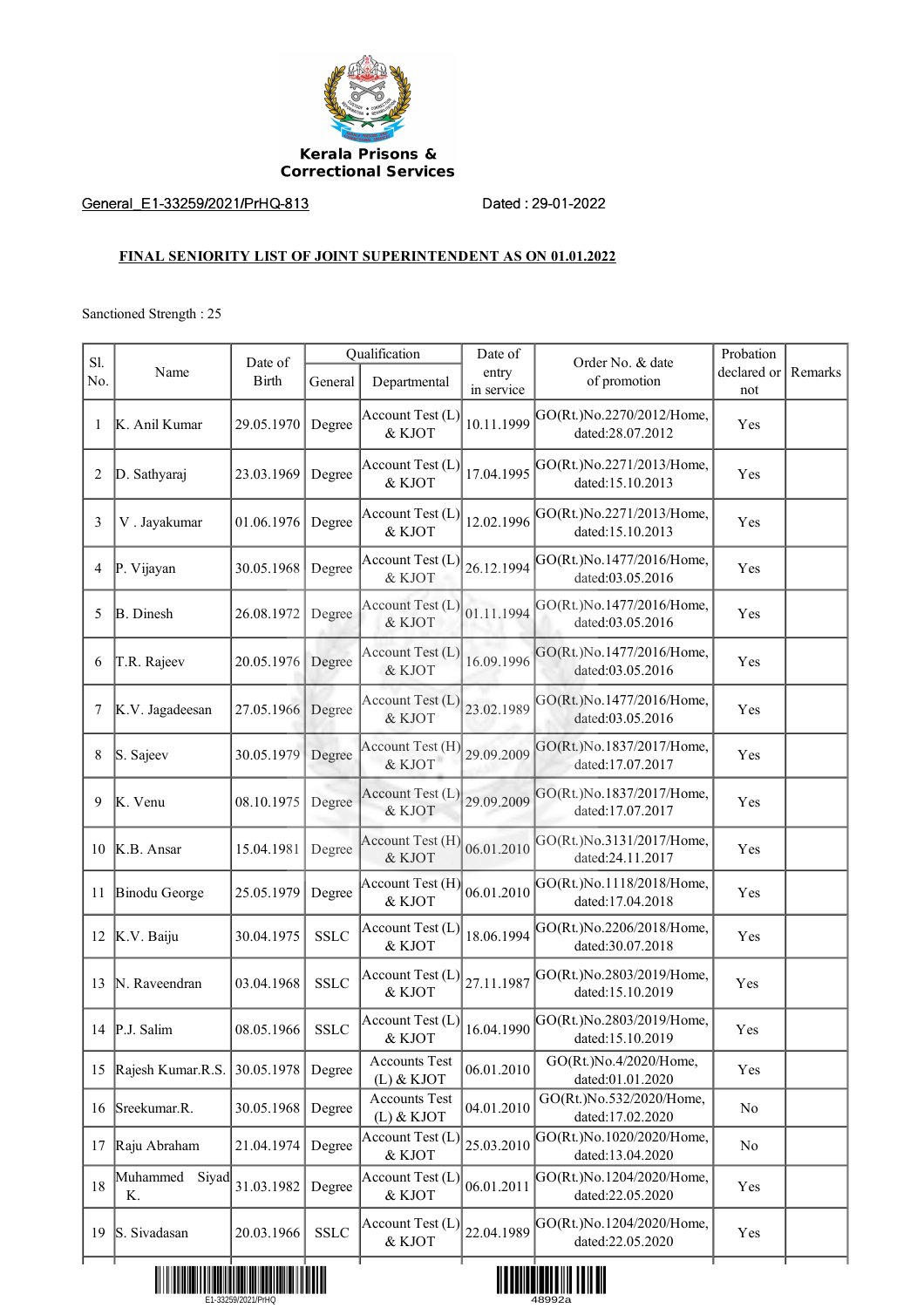Kerala Prisons & Correctional Services

General_E1-33259/2021/PrHQ-813 Dated : 29-01-2022

**FINAL SENIORITY LIST OF JOINT SUPERINTENDENT AS ON 01.01.2022**

Sanctioned Strength : 25

| Sl. No. | Name | Date of Birth | Qualification | | Date of entry in service | Order No. & date of promotion | Probation declared or not | Remarks |
|---|---|---|---|---|---|---|---|---|
| | | | General | Departmental | | | | |
| 1 | K. Anil Kumar | 29.05.1970 | Degree | Account Test (L) & KJOT | 10.11.1999 | GO(Rt.)No.2270/2012/Home, dated:28.07.2012 | Yes | |
| 2 | D. Sathyaraj | 23.03.1969 | Degree | Account Test (L) & KJOT | 17.04.1995 | GO(Rt.)No.2271/2013/Home, dated:15.10.2013 | Yes | |
| 3 | V . Jayakumar | 01.06.1976 | Degree | Account Test (L) & KJOT | 12.02.1996 | GO(Rt.)No.2271/2013/Home, dated:15.10.2013 | Yes | |
| 4 | P. Vijayan | 30.05.1968 | Degree | Account Test (L) & KJOT | 26.12.1994 | GO(Rt.)No.1477/2016/Home, dated:03.05.2016 | Yes | |
| 5 | B. Dinesh | 26.08.1972 | Degree | Account Test (L) & KJOT | 01.11.1994 | GO(Rt.)No.1477/2016/Home, dated:03.05.2016 | Yes | |
| 6 | T.R. Rajeev | 20.05.1976 | Degree | Account Test (L) & KJOT | 16.09.1996 | GO(Rt.)No.1477/2016/Home, dated:03.05.2016 | Yes | |
| 7 | K.V. Jagadeesan | 27.05.1966 | Degree | Account Test (L) & KJOT | 23.02.1989 | GO(Rt.)No.1477/2016/Home, dated:03.05.2016 | Yes | |
| 8 | S. Sajeev | 30.05.1979 | Degree | Account Test (H) & KJOT | 29.09.2009 | GO(Rt.)No.1837/2017/Home, dated:17.07.2017 | Yes | |
| 9 | K. Venu | 08.10.1975 | Degree | Account Test (L) & KJOT | 29.09.2009 | GO(Rt.)No.1837/2017/Home, dated:17.07.2017 | Yes | |
| 10 | K.B. Ansar | 15.04.1981 | Degree | Account Test (H) & KJOT | 06.01.2010 | GO(Rt.)No.3131/2017/Home, dated:24.11.2017 | Yes | |
| 11 | Binodu George | 25.05.1979 | Degree | Account Test (H) & KJOT | 06.01.2010 | GO(Rt.)No.1118/2018/Home, dated:17.04.2018 | Yes | |
| 12 | K.V. Baiju | 30.04.1975 | SSLC | Account Test (L) & KJOT | 18.06.1994 | GO(Rt.)No.2206/2018/Home, dated:30.07.2018 | Yes | |
| 13 | N. Raveendran | 03.04.1968 | SSLC | Account Test (L) & KJOT | 27.11.1987 | GO(Rt.)No.2803/2019/Home, dated:15.10.2019 | Yes | |
| 14 | P.J. Salim | 08.05.1966 | SSLC | Account Test (L) & KJOT | 16.04.1990 | GO(Rt.)No.2803/2019/Home, dated:15.10.2019 | Yes | |
| 15 | Rajesh Kumar.R.S. | 30.05.1978 | Degree | Accounts Test (L) & KJOT | 06.01.2010 | GO(Rt.)No.4/2020/Home, dated:01.01.2020 | Yes | |
| 16 | Sreekumar.R. | 30.05.1968 | Degree | Accounts Test (L) & KJOT | 04.01.2010 | GO(Rt.)No.532/2020/Home, dated:17.02.2020 | No | |
| 17 | Raju Abraham | 21.04.1974 | Degree | Account Test (L) & KJOT | 25.03.2010 | GO(Rt.)No.1020/2020/Home, dated:13.04.2020 | No | |
| 18 | Muhammed Siyad K. | 31.03.1982 | Degree | Account Test (L) & KJOT | 06.01.2011 | GO(Rt.)No.1204/2020/Home, dated:22.05.2020 | Yes | |
| 19 | S. Sivadasan | 20.03.1966 | SSLC | Account Test (L) & KJOT | 22.04.1989 | GO(Rt.)No.1204/2020/Home, dated:22.05.2020 | Yes | |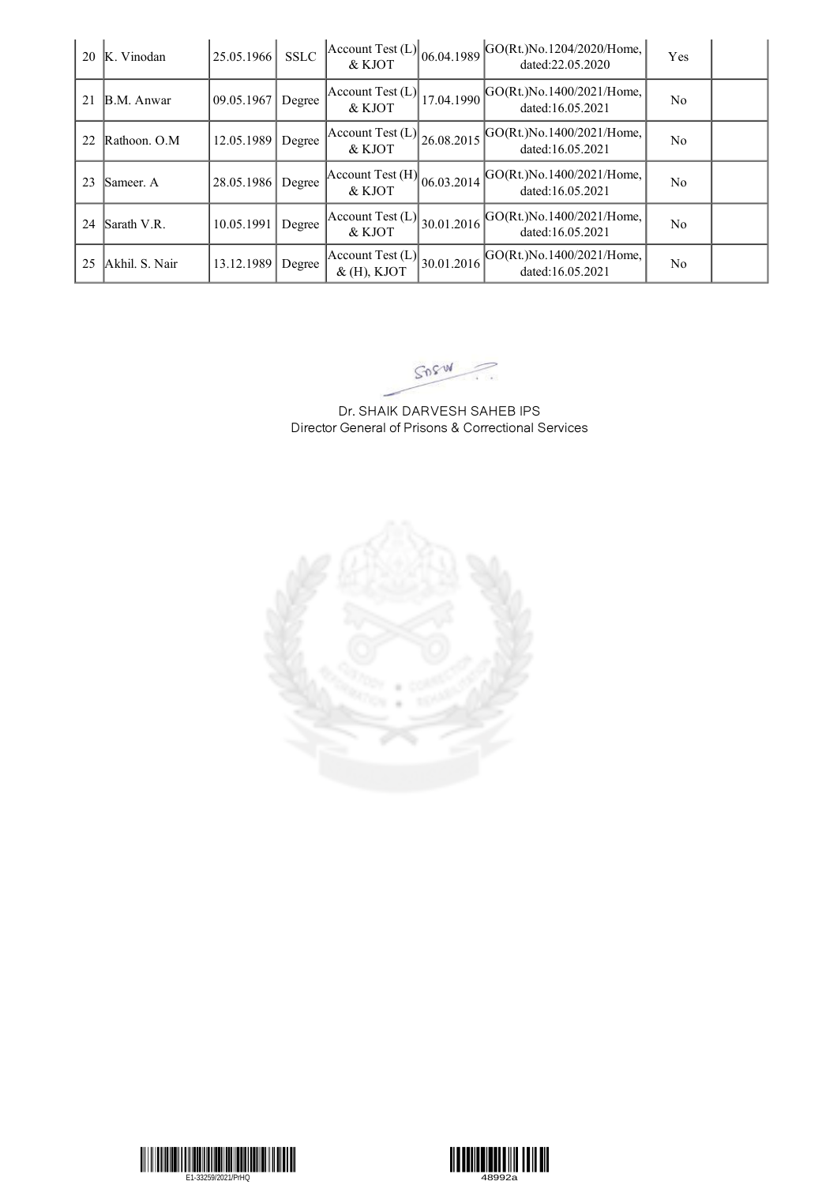| | | | | | | | | |
|---|---|---|---|---|---|---|---|---|
| 20 | K. Vinodan | 25.05.1966 | SSLC | Account Test (L) & KJOT | 06.04.1989 | GO(Rt.)No.1204/2020/Home, dated:22.05.2020 | Yes | |
| 21 | B.M. Anwar | 09.05.1967 | Degree | Account Test (L) & KJOT | 17.04.1990 | GO(Rt.)No.1400/2021/Home, dated:16.05.2021 | No | |
| 22 | Rathoon. O.M | 12.05.1989 | Degree | Account Test (L) & KJOT | 26.08.2015 | GO(Rt.)No.1400/2021/Home, dated:16.05.2021 | No | |
| 23 | Sameer. A | 28.05.1986 | Degree | Account Test (H) & KJOT | 06.03.2014 | GO(Rt.)No.1400/2021/Home, dated:16.05.2021 | No | |
| 24 | Sarath V.R. | 10.05.1991 | Degree | Account Test (L) & KJOT | 30.01.2016 | GO(Rt.)No.1400/2021/Home, dated:16.05.2021 | No | |
| 25 | Akhil. S. Nair | 13.12.1989 | Degree | Account Test (L) & (H), KJOT | 30.01.2016 | GO(Rt.)No.1400/2021/Home, dated:16.05.2021 | No | |

Dr. SHAIK DARVESH SAHEB IPS
Director General of Prisons & Correctional Services

E1-33259/2021/PrHQ

48992a